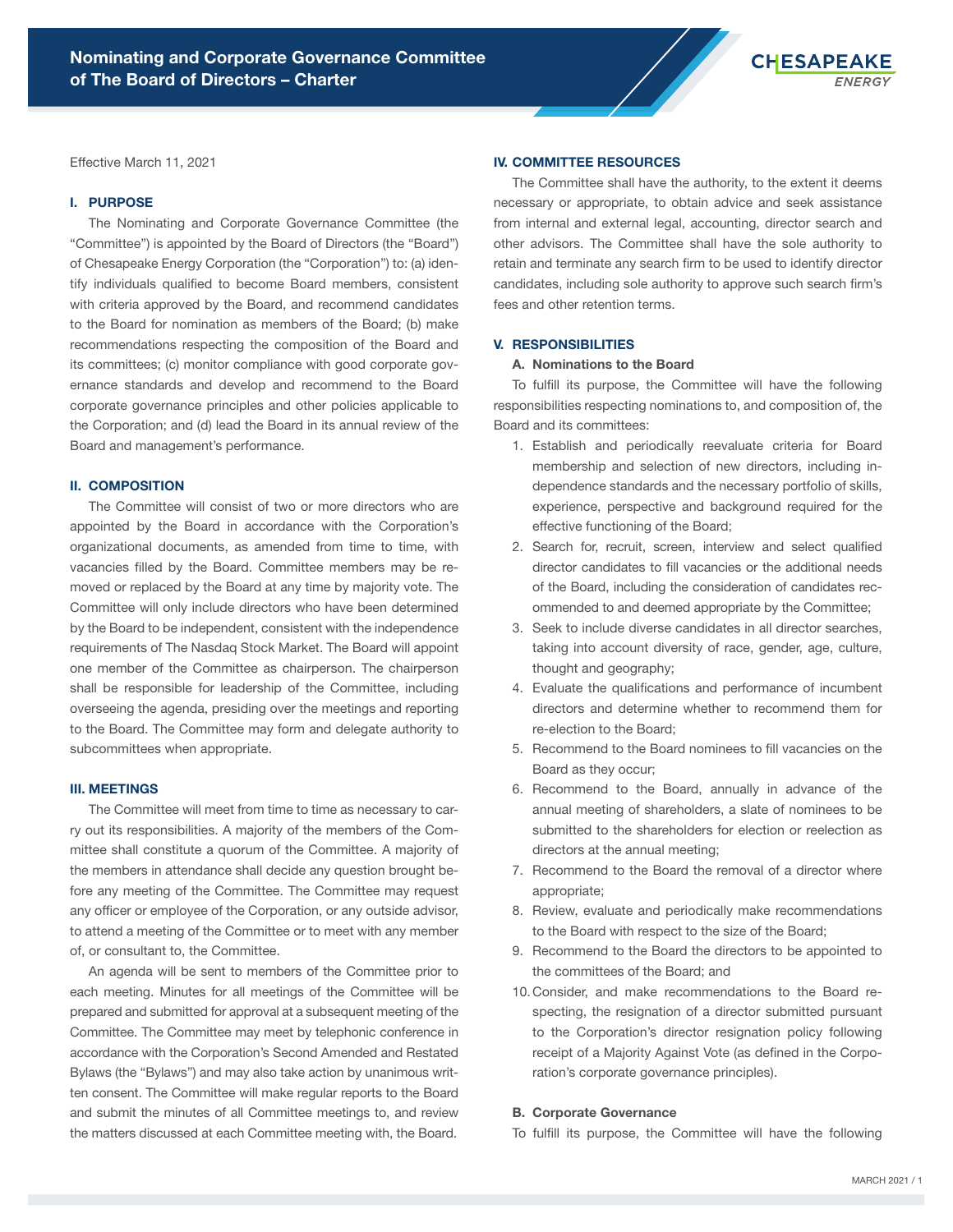# Nominating and Corporate Governance Committee of The Board of Directors – Charter

Effective March 11, 2021

## I. PURPOSE

The Nominating and Corporate Governance Committee (the "Committee") is appointed by the Board of Directors (the "Board") of Chesapeake Energy Corporation (the "Corporation") to: (a) identify individuals qualified to become Board members, consistent with criteria approved by the Board, and recommend candidates to the Board for nomination as members of the Board; (b) make recommendations respecting the composition of the Board and its committees; (c) monitor compliance with good corporate governance standards and develop and recommend to the Board corporate governance principles and other policies applicable to the Corporation; and (d) lead the Board in its annual review of the Board and management's performance.

## II. COMPOSITION

The Committee will consist of two or more directors who are appointed by the Board in accordance with the Corporation's organizational documents, as amended from time to time, with vacancies filled by the Board. Committee members may be removed or replaced by the Board at any time by majority vote. The Committee will only include directors who have been determined by the Board to be independent, consistent with the independence requirements of The Nasdaq Stock Market. The Board will appoint one member of the Committee as chairperson. The chairperson shall be responsible for leadership of the Committee, including overseeing the agenda, presiding over the meetings and reporting to the Board. The Committee may form and delegate authority to subcommittees when appropriate.

## III. MEETINGS

The Committee will meet from time to time as necessary to carry out its responsibilities. A majority of the members of the Committee shall constitute a quorum of the Committee. A majority of the members in attendance shall decide any question brought before any meeting of the Committee. The Committee may request any officer or employee of the Corporation, or any outside advisor, to attend a meeting of the Committee or to meet with any member of, or consultant to, the Committee.

An agenda will be sent to members of the Committee prior to each meeting. Minutes for all meetings of the Committee will be prepared and submitted for approval at a subsequent meeting of the Committee. The Committee may meet by telephonic conference in accordance with the Corporation's Second Amended and Restated Bylaws (the "Bylaws") and may also take action by unanimous written consent. The Committee will make regular reports to the Board and submit the minutes of all Committee meetings to, and review the matters discussed at each Committee meeting with, the Board.

## IV. COMMITTEE RESOURCES

The Committee shall have the authority, to the extent it deems necessary or appropriate, to obtain advice and seek assistance from internal and external legal, accounting, director search and other advisors. The Committee shall have the sole authority to retain and terminate any search firm to be used to identify director candidates, including sole authority to approve such search firm's fees and other retention terms.

## V. RESPONSIBILITIES

### A. Nominations to the Board

To fulfill its purpose, the Committee will have the following responsibilities respecting nominations to, and composition of, the Board and its committees:

1. Establish and periodically reevaluate criteria for Board membership and selection of new directors, including independence standards and the necessary portfolio of skills, experience, perspective and background required for the effective functioning of the Board;
2. Search for, recruit, screen, interview and select qualified director candidates to fill vacancies or the additional needs of the Board, including the consideration of candidates recommended to and deemed appropriate by the Committee;
3. Seek to include diverse candidates in all director searches, taking into account diversity of race, gender, age, culture, thought and geography;
4. Evaluate the qualifications and performance of incumbent directors and determine whether to recommend them for re-election to the Board;
5. Recommend to the Board nominees to fill vacancies on the Board as they occur;
6. Recommend to the Board, annually in advance of the annual meeting of shareholders, a slate of nominees to be submitted to the shareholders for election or reelection as directors at the annual meeting;
7. Recommend to the Board the removal of a director where appropriate;
8. Review, evaluate and periodically make recommendations to the Board with respect to the size of the Board;
9. Recommend to the Board the directors to be appointed to the committees of the Board; and
10. Consider, and make recommendations to the Board respecting, the resignation of a director submitted pursuant to the Corporation's director resignation policy following receipt of a Majority Against Vote (as defined in the Corporation's corporate governance principles).

### B. Corporate Governance

To fulfill its purpose, the Committee will have the following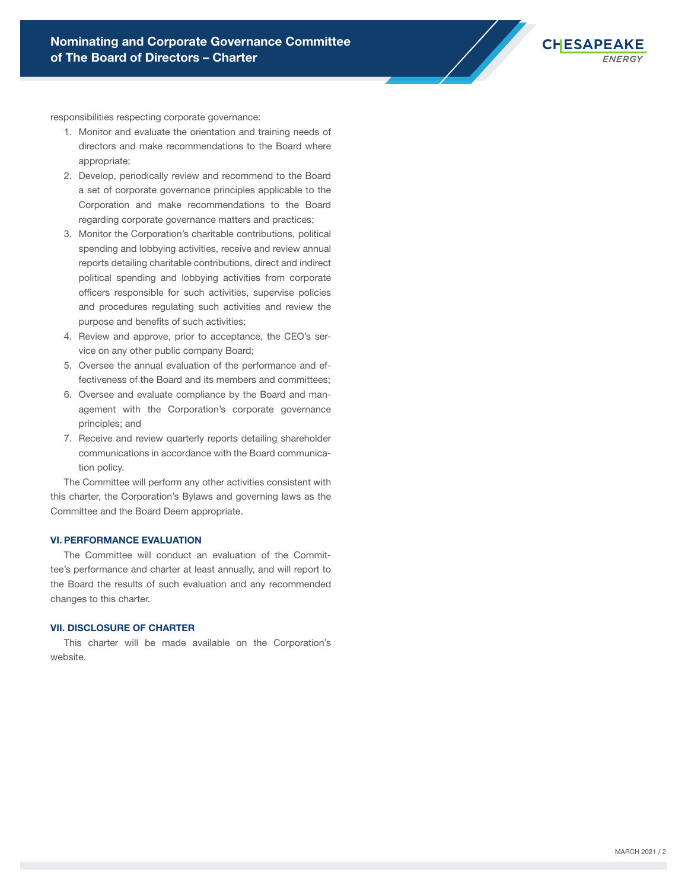responsibilities respecting corporate governance:

1. Monitor and evaluate the orientation and training needs of directors and make recommendations to the Board where appropriate;
2. Develop, periodically review and recommend to the Board a set of corporate governance principles applicable to the Corporation and make recommendations to the Board regarding corporate governance matters and practices;
3. Monitor the Corporation's charitable contributions, political spending and lobbying activities, receive and review annual reports detailing charitable contributions, direct and indirect political spending and lobbying activities from corporate officers responsible for such activities, supervise policies and procedures regulating such activities and review the purpose and benefits of such activities;
4. Review and approve, prior to acceptance, the CEO's service on any other public company Board;
5. Oversee the annual evaluation of the performance and effectiveness of the Board and its members and committees;
6. Oversee and evaluate compliance by the Board and management with the Corporation's corporate governance principles; and
7. Receive and review quarterly reports detailing shareholder communications in accordance with the Board communication policy.

The Committee will perform any other activities consistent with this charter, the Corporation's Bylaws and governing laws as the Committee and the Board Deem appropriate.

### VI. PERFORMANCE EVALUATION

The Committee will conduct an evaluation of the Committee's performance and charter at least annually, and will report to the Board the results of such evaluation and any recommended changes to this charter.

### VII. DISCLOSURE OF CHARTER

This charter will be made available on the Corporation's website.